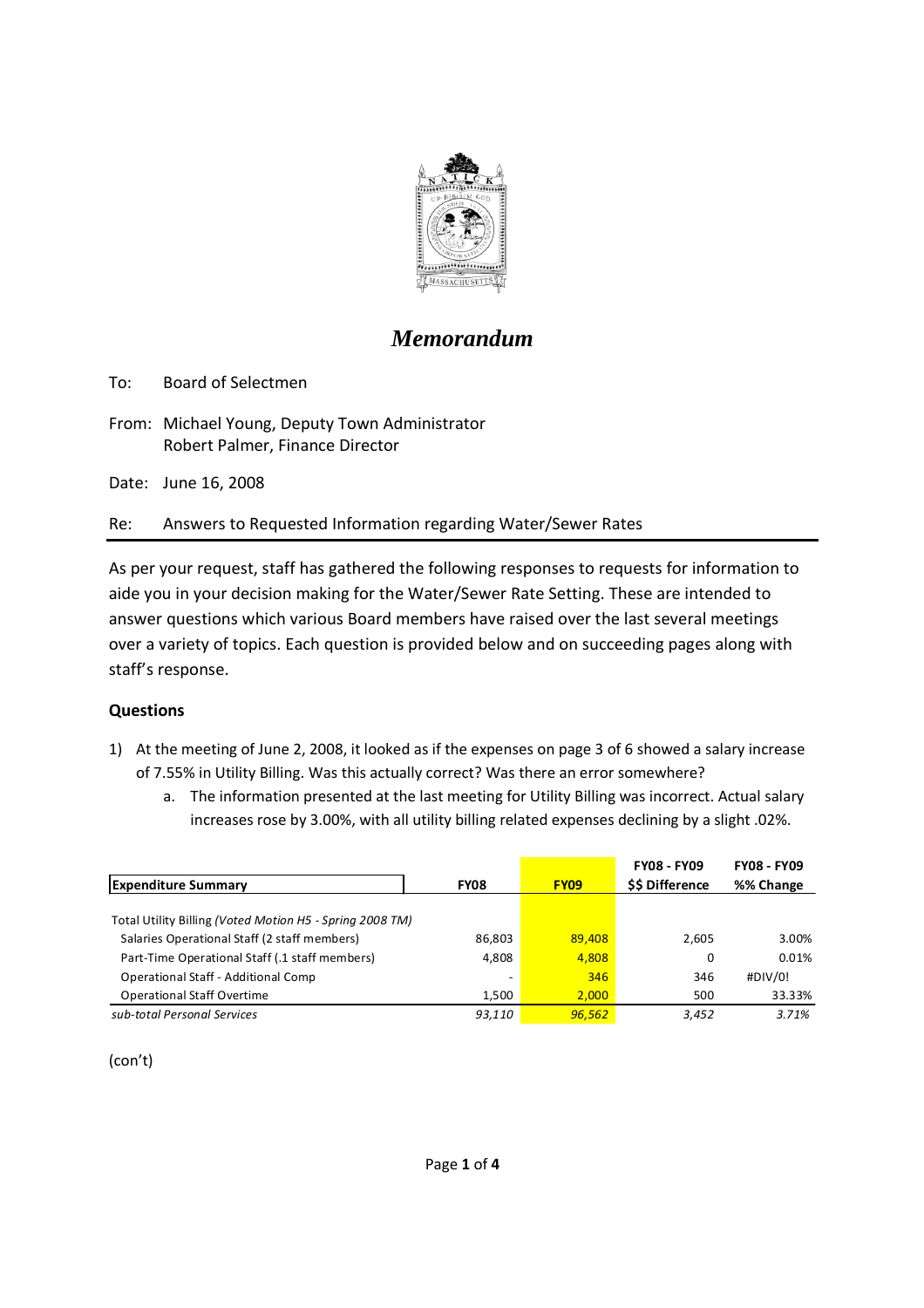# *Memorandum*

To: Board of Selectmen

From: Michael Young, Deputy Town Administrator
Robert Palmer, Finance Director

Date: June 16, 2008

Re: Answers to Requested Information regarding Water/Sewer Rates

---

As per your request, staff has gathered the following responses to requests for information to aide you in your decision making for the Water/Sewer Rate Setting. These are intended to answer questions which various Board members have raised over the last several meetings over a variety of topics. Each question is provided below and on succeeding pages along with staff's response.

**Questions**

1) At the meeting of June 2, 2008, it looked as if the expenses on page 3 of 6 showed a salary increase of 7.55% in Utility Billing. Was this actually correct? Was there an error somewhere?
   a. The information presented at the last meeting for Utility Billing was incorrect. Actual salary increases rose by 3.00%, with all utility billing related expenses declining by a slight .02%.

| **Expenditure Summary** | **FY08** | **FY09** | **FY08 - FY09 $$ Difference** | **FY08 - FY09 %% Change** |
|---|---|---|---|---|
| Total Utility Billing *(Voted Motion H5 - Spring 2008 TM)* | | | | |
| Salaries Operational Staff (2 staff members) | 86,803 | 89,408 | 2,605 | 3.00% |
| Part-Time Operational Staff (.1 staff members) | 4,808 | 4,808 | 0 | 0.01% |
| Operational Staff - Additional Comp | - | 346 | 346 | #DIV/0! |
| Operational Staff Overtime | 1,500 | 2,000 | 500 | 33.33% |
| *sub-total Personal Services* | *93,110* | *96,562* | *3,452* | *3.71%* |

(con't)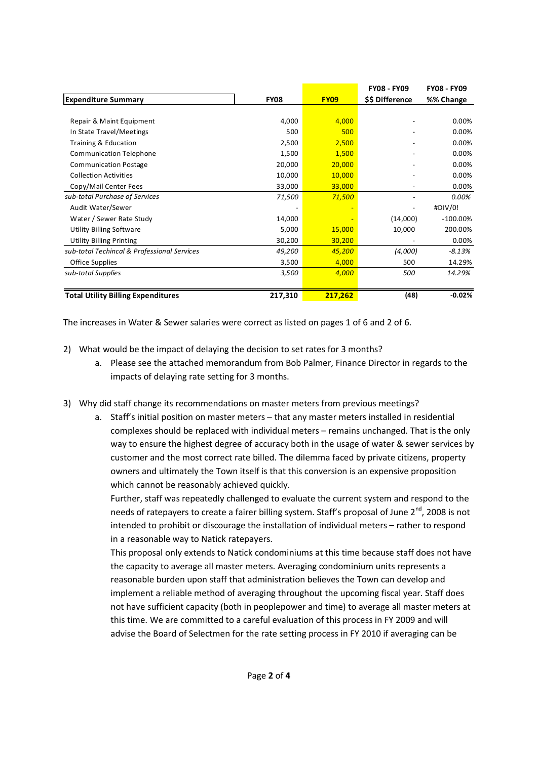| Expenditure Summary | FY08 | FY09 | FY08 - FY09 $$ Difference | FY08 - FY09 %% Change |
|---|---|---|---|---|
| Repair & Maint Equipment | 4,000 | 4,000 | - | 0.00% |
| In State Travel/Meetings | 500 | 500 | - | 0.00% |
| Training & Education | 2,500 | 2,500 | - | 0.00% |
| Communication Telephone | 1,500 | 1,500 | - | 0.00% |
| Communication Postage | 20,000 | 20,000 | - | 0.00% |
| Collection Activities | 10,000 | 10,000 | - | 0.00% |
| Copy/Mail Center Fees | 33,000 | 33,000 | - | 0.00% |
| *sub-total Purchase of Services* | *71,500* | *71,500* | - | *0.00%* |
| Audit Water/Sewer | - | - | - | #DIV/0! |
| Water / Sewer Rate Study | 14,000 | - | (14,000) | -100.00% |
| Utility Billing Software | 5,000 | 15,000 | 10,000 | 200.00% |
| Utility Billing Printing | 30,200 | 30,200 | - | 0.00% |
| *sub-total Techincal & Professional Services* | *49,200* | *45,200* | *(4,000)* | *-8.13%* |
| Office Supplies | 3,500 | 4,000 | 500 | 14.29% |
| *sub-total Supplies* | *3,500* | *4,000* | *500* | *14.29%* |
| **Total Utility Billing Expenditures** | **217,310** | **217,262** | **(48)** | **-0.02%** |

The increases in Water & Sewer salaries were correct as listed on pages 1 of 6 and 2 of 6.

2) What would be the impact of delaying the decision to set rates for 3 months?
   a. Please see the attached memorandum from Bob Palmer, Finance Director in regards to the impacts of delaying rate setting for 3 months.

3) Why did staff change its recommendations on master meters from previous meetings?
   a. Staff's initial position on master meters – that any master meters installed in residential complexes should be replaced with individual meters – remains unchanged. That is the only way to ensure the highest degree of accuracy both in the usage of water & sewer services by customer and the most correct rate billed. The dilemma faced by private citizens, property owners and ultimately the Town itself is that this conversion is an expensive proposition which cannot be reasonably achieved quickly.

      Further, staff was repeatedly challenged to evaluate the current system and respond to the needs of ratepayers to create a fairer billing system. Staff's proposal of June 2nd, 2008 is not intended to prohibit or discourage the installation of individual meters – rather to respond in a reasonable way to Natick ratepayers.

      This proposal only extends to Natick condominiums at this time because staff does not have the capacity to average all master meters. Averaging condominium units represents a reasonable burden upon staff that administration believes the Town can develop and implement a reliable method of averaging throughout the upcoming fiscal year. Staff does not have sufficient capacity (both in peoplepower and time) to average all master meters at this time. We are committed to a careful evaluation of this process in FY 2009 and will advise the Board of Selectmen for the rate setting process in FY 2010 if averaging can be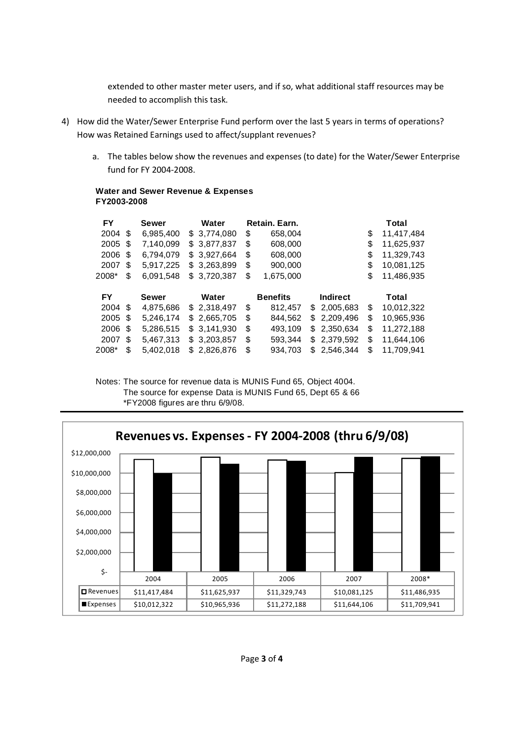extended to other master meter users, and if so, what additional staff resources may be needed to accomplish this task.

4) How did the Water/Sewer Enterprise Fund perform over the last 5 years in terms of operations? How was Retained Earnings used to affect/supplant revenues?

    a. The tables below show the revenues and expenses (to date) for the Water/Sewer Enterprise fund for FY 2004-2008.

**Water and Sewer Revenue & Expenses**
**FY2003-2008**

| FY | Sewer | Water | Retain. Earn. | | Total |
|---|---|---|---|---|---|
| 2004 | $ 6,985,400 | $ 3,774,080 | $ 658,004 | | $ 11,417,484 |
| 2005 | $ 7,140,099 | $ 3,877,837 | $ 608,000 | | $ 11,625,937 |
| 2006 | $ 6,794,079 | $ 3,927,664 | $ 608,000 | | $ 11,329,743 |
| 2007 | $ 5,917,225 | $ 3,263,899 | $ 900,000 | | $ 10,081,125 |
| 2008* | $ 6,091,548 | $ 3,720,387 | $ 1,675,000 | | $ 11,486,935 |

| FY | Sewer | Water | Benefits | Indirect | Total |
|---|---|---|---|---|---|
| 2004 | $ 4,875,686 | $ 2,318,497 | $ 812,457 | $ 2,005,683 | $ 10,012,322 |
| 2005 | $ 5,246,174 | $ 2,665,705 | $ 844,562 | $ 2,209,496 | $ 10,965,936 |
| 2006 | $ 5,286,515 | $ 3,141,930 | $ 493,109 | $ 2,350,634 | $ 11,272,188 |
| 2007 | $ 5,467,313 | $ 3,203,857 | $ 593,344 | $ 2,379,592 | $ 11,644,106 |
| 2008* | $ 5,402,018 | $ 2,826,876 | $ 934,703 | $ 2,546,344 | $ 11,709,941 |

Notes: The source for revenue data is MUNIS Fund 65, Object 4004.
The source for expense Data is MUNIS Fund 65, Dept 65 & 66
*FY2008 figures are thru 6/9/08.

**Revenues vs. Expenses - FY 2004-2008 (thru 6/9/08)**

| | 2004 | 2005 | 2006 | 2007 | 2008* |
|---|---|---|---|---|---|
| Revenues | $11,417,484 | $11,625,937 | $11,329,743 | $10,081,125 | $11,486,935 |
| Expenses | $10,012,322 | $10,965,936 | $11,272,188 | $11,644,106 | $11,709,941 |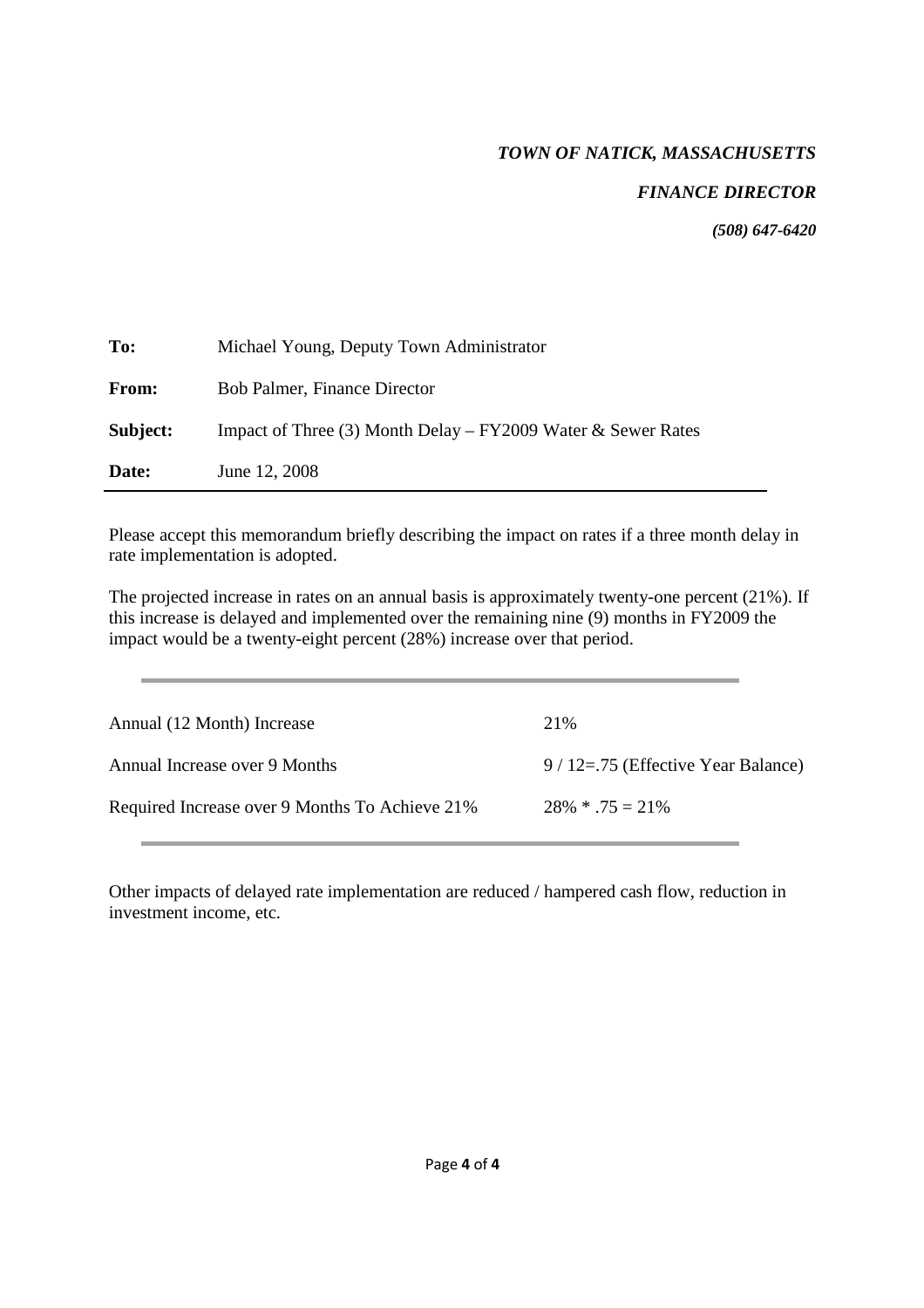*TOWN OF NATICK, MASSACHUSETTS*

***FINANCE DIRECTOR***

***(508) 647-6420***

| | |
|---|---|
| **To:** | Michael Young, Deputy Town Administrator |
| **From:** | Bob Palmer, Finance Director |
| **Subject:** | Impact of Three (3) Month Delay – FY2009 Water & Sewer Rates |
| **Date:** | June 12, 2008 |

Please accept this memorandum briefly describing the impact on rates if a three month delay in rate implementation is adopted.

The projected increase in rates on an annual basis is approximately twenty-one percent (21%). If this increase is delayed and implemented over the remaining nine (9) months in FY2009 the impact would be a twenty-eight percent (28%) increase over that period.

| | |
|---|---|
| Annual (12 Month) Increase | 21% |
| Annual Increase over 9 Months | 9 / 12=.75 (Effective Year Balance) |
| Required Increase over 9 Months To Achieve 21% | 28% * .75 = 21% |

Other impacts of delayed rate implementation are reduced / hampered cash flow, reduction in investment income, etc.